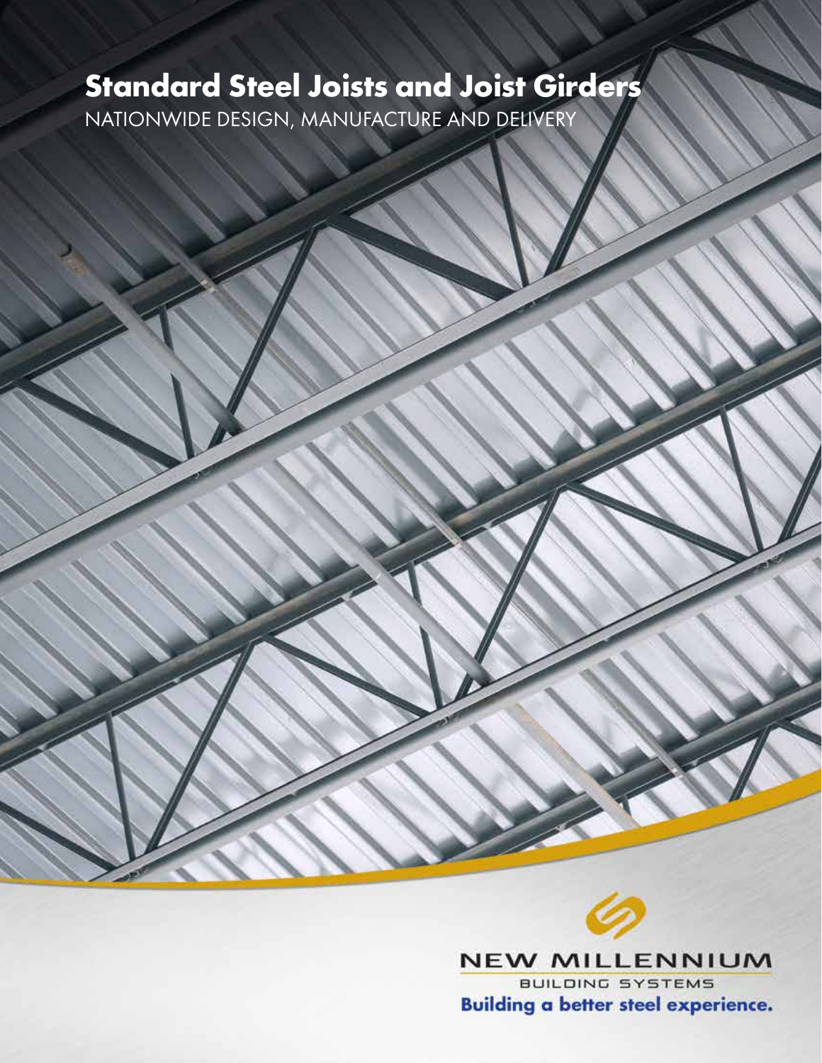# Standard Steel Joists and Joist Girders

NATIONWIDE DESIGN, MANUFACTURE AND DELIVERY

NEW MILLENNIUM

BUILDING SYSTEMS

**Building a better steel experience.**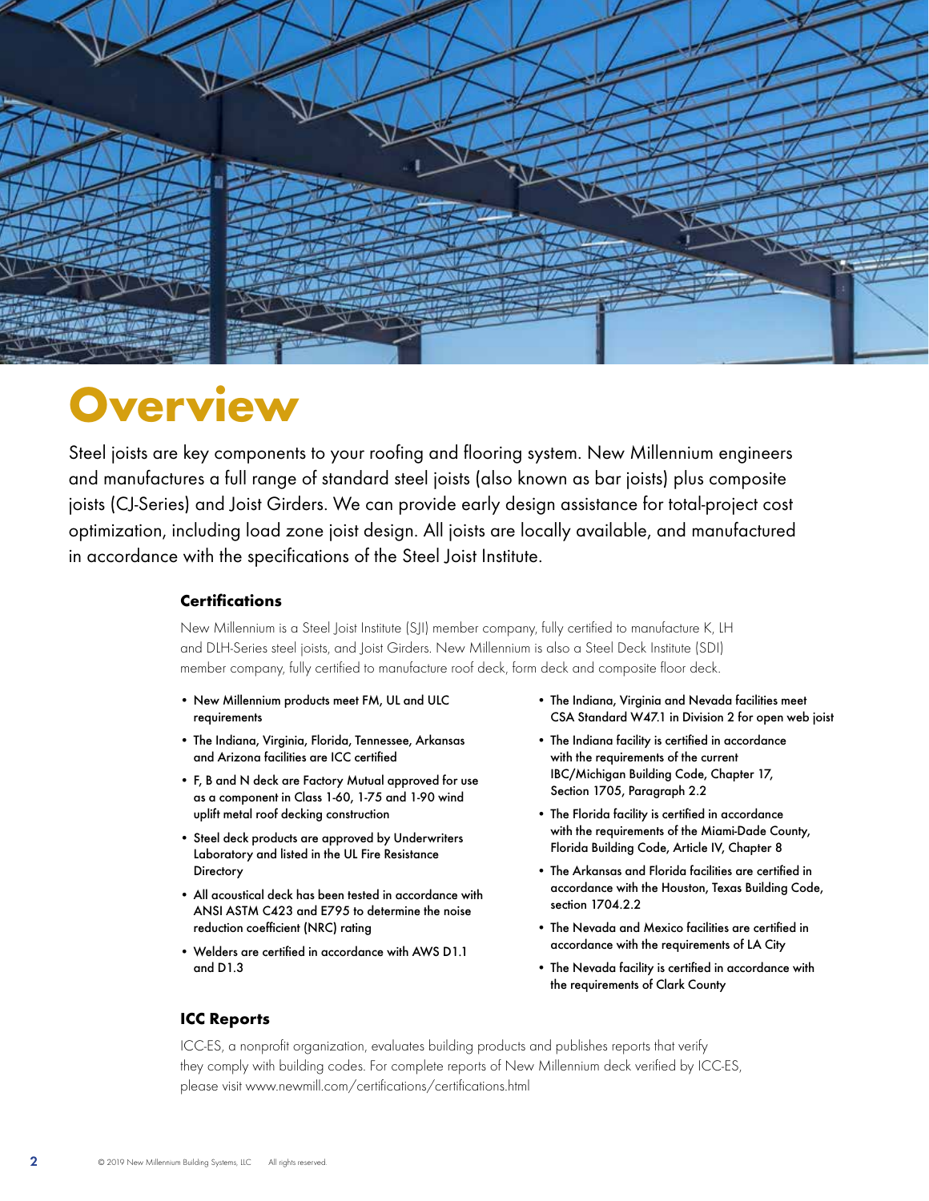# Overview

Steel joists are key components to your roofing and flooring system. New Millennium engineers and manufactures a full range of standard steel joists (also known as bar joists) plus composite joists (CJ-Series) and Joist Girders. We can provide early design assistance for total-project cost optimization, including load zone joist design. All joists are locally available, and manufactured in accordance with the specifications of the Steel Joist Institute.

### Certifications

New Millennium is a Steel Joist Institute (SJI) member company, fully certified to manufacture K, LH and DLH-Series steel joists, and Joist Girders. New Millennium is also a Steel Deck Institute (SDI) member company, fully certified to manufacture roof deck, form deck and composite floor deck.

- New Millennium products meet FM, UL and ULC requirements
- The Indiana, Virginia, Florida, Tennessee, Arkansas and Arizona facilities are ICC certified
- F, B and N deck are Factory Mutual approved for use as a component in Class 1-60, 1-75 and 1-90 wind uplift metal roof decking construction
- Steel deck products are approved by Underwriters Laboratory and listed in the UL Fire Resistance Directory
- All acoustical deck has been tested in accordance with ANSI ASTM C423 and E795 to determine the noise reduction coefficient (NRC) rating
- Welders are certified in accordance with AWS D1.1 and D1.3
- The Indiana, Virginia and Nevada facilities meet CSA Standard W47.1 in Division 2 for open web joist
- The Indiana facility is certified in accordance with the requirements of the current IBC/Michigan Building Code, Chapter 17, Section 1705, Paragraph 2.2
- The Florida facility is certified in accordance with the requirements of the Miami-Dade County, Florida Building Code, Article IV, Chapter 8
- The Arkansas and Florida facilities are certified in accordance with the Houston, Texas Building Code, section 1704.2.2
- The Nevada and Mexico facilities are certified in accordance with the requirements of LA City
- The Nevada facility is certified in accordance with the requirements of Clark County

### ICC Reports

ICC-ES, a nonprofit organization, evaluates building products and publishes reports that verify they comply with building codes. For complete reports of New Millennium deck verified by ICC-ES, please visit www.newmill.com/certifications/certifications.html

© 2019 New Millennium Building Systems, LLC All rights reserved.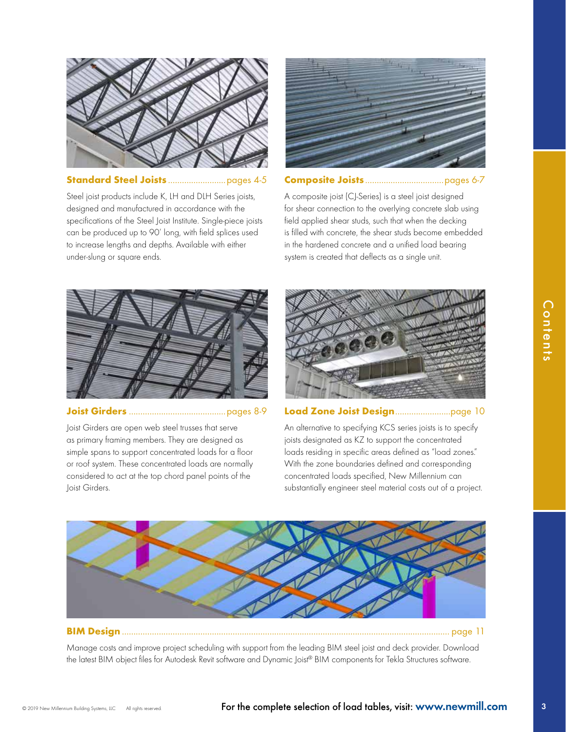## Standard Steel Joists ........................ pages 4-5

Steel joist products include K, LH and DLH Series joists, designed and manufactured in accordance with the specifications of the Steel Joist Institute. Single-piece joists can be produced up to 90' long, with field splices used to increase lengths and depths. Available with either under-slung or square ends.

## Composite Joists ................................ pages 6-7

A composite joist (CJ-Series) is a steel joist designed for shear connection to the overlying concrete slab using field applied shear studs, such that when the decking is filled with concrete, the shear studs become embedded in the hardened concrete and a unified load bearing system is created that deflects as a single unit.

## Joist Girders ......................................... pages 8-9

Joist Girders are open web steel trusses that serve as primary framing members. They are designed as simple spans to support concentrated loads for a floor or roof system. These concentrated loads are normally considered to act at the top chord panel points of the Joist Girders.

## Load Zone Joist Design ....................... page 10

An alternative to specifying KCS series joists is to specify joists designated as KZ to support the concentrated loads residing in specific areas defined as "load zones." With the zone boundaries defined and corresponding concentrated loads specified, New Millennium can substantially engineer steel material costs out of a project.

## BIM Design ........................................................................................................................................ page 11

Manage costs and improve project scheduling with support from the leading BIM steel joist and deck provider. Download the latest BIM object files for Autodesk Revit software and Dynamic Joist® BIM components for Tekla Structures software.

© 2019 New Millennium Building Systems, LLC All rights reserved.

For the complete selection of load tables, visit: **www.newmill.com**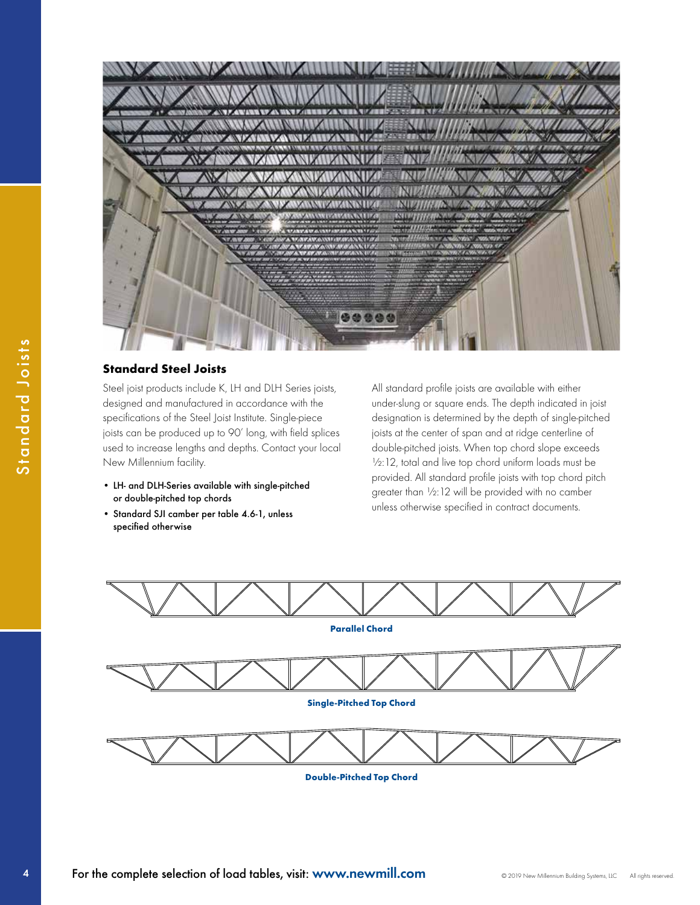## Standard Steel Joists

Steel joist products include K, LH and DLH Series joists, designed and manufactured in accordance with the specifications of the Steel Joist Institute. Single-piece joists can be produced up to 90′ long, with field splices used to increase lengths and depths. Contact your local New Millennium facility.

- LH- and DLH-Series available with single-pitched or double-pitched top chords
- Standard SJI camber per table 4.6-1, unless specified otherwise

All standard profile joists are available with either under-slung or square ends. The depth indicated in joist designation is determined by the depth of single-pitched joists at the center of span and at ridge centerline of double-pitched joists. When top chord slope exceeds ½:12, total and live top chord uniform loads must be provided. All standard profile joists with top chord pitch greater than ½:12 will be provided with no camber unless otherwise specified in contract documents.

Parallel Chord

Single-Pitched Top Chord

Double-Pitched Top Chord

For the complete selection of load tables, visit: **www.newmill.com**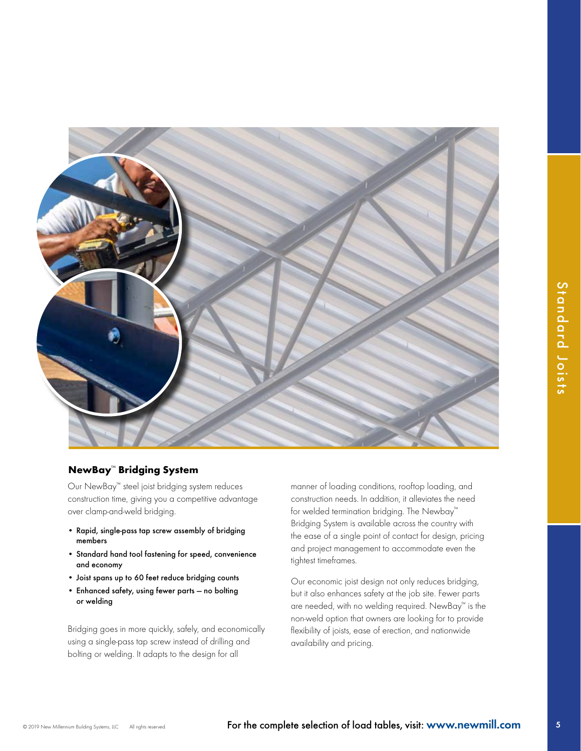## NewBay™ Bridging System

Our NewBay™ steel joist bridging system reduces construction time, giving you a competitive advantage over clamp-and-weld bridging.

- Rapid, single-pass tap screw assembly of bridging members
- Standard hand tool fastening for speed, convenience and economy
- Joist spans up to 60 feet reduce bridging counts
- Enhanced safety, using fewer parts – no bolting or welding

Bridging goes in more quickly, safely, and economically using a single-pass tap screw instead of drilling and bolting or welding. It adapts to the design for all manner of loading conditions, rooftop loading, and construction needs. In addition, it alleviates the need for welded termination bridging. The Newbay™ Bridging System is available across the country with the ease of a single point of contact for design, pricing and project management to accommodate even the tightest timeframes.

Our economic joist design not only reduces bridging, but it also enhances safety at the job site. Fewer parts are needed, with no welding required. NewBay™ is the non-weld option that owners are looking for to provide flexibility of joists, ease of erection, and nationwide availability and pricing.

For the complete selection of load tables, visit: **www.newmill.com**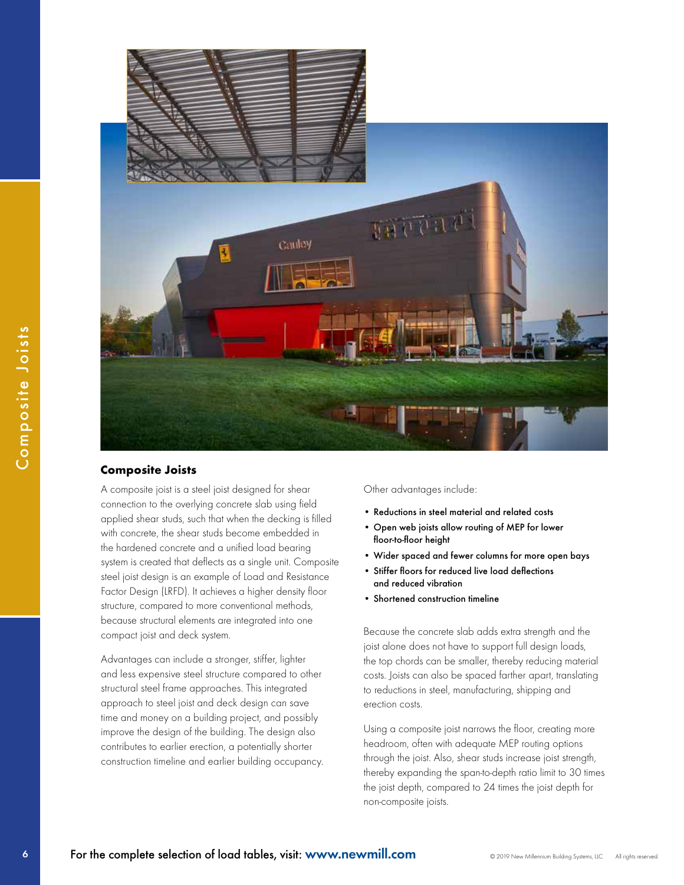## Composite Joists

A composite joist is a steel joist designed for shear connection to the overlying concrete slab using field applied shear studs, such that when the decking is filled with concrete, the shear studs become embedded in the hardened concrete and a unified load bearing system is created that deflects as a single unit. Composite steel joist design is an example of Load and Resistance Factor Design (LRFD). It achieves a higher density floor structure, compared to more conventional methods, because structural elements are integrated into one compact joist and deck system.

Advantages can include a stronger, stiffer, lighter and less expensive steel structure compared to other structural steel frame approaches. This integrated approach to steel joist and deck design can save time and money on a building project, and possibly improve the design of the building. The design also contributes to earlier erection, a potentially shorter construction timeline and earlier building occupancy.

Other advantages include:

- **Reductions in steel material and related costs**
- **Open web joists allow routing of MEP for lower floor-to-floor height**
- **Wider spaced and fewer columns for more open bays**
- **Stiffer floors for reduced live load deflections and reduced vibration**
- **Shortened construction timeline**

Because the concrete slab adds extra strength and the joist alone does not have to support full design loads, the top chords can be smaller, thereby reducing material costs. Joists can also be spaced farther apart, translating to reductions in steel, manufacturing, shipping and erection costs.

Using a composite joist narrows the floor, creating more headroom, often with adequate MEP routing options through the joist. Also, shear studs increase joist strength, thereby expanding the span-to-depth ratio limit to 30 times the joist depth, compared to 24 times the joist depth for non-composite joists.

**For the complete selection of load tables, visit: www.newmill.com**

© 2019 New Millennium Building Systems, LLC All rights reserved.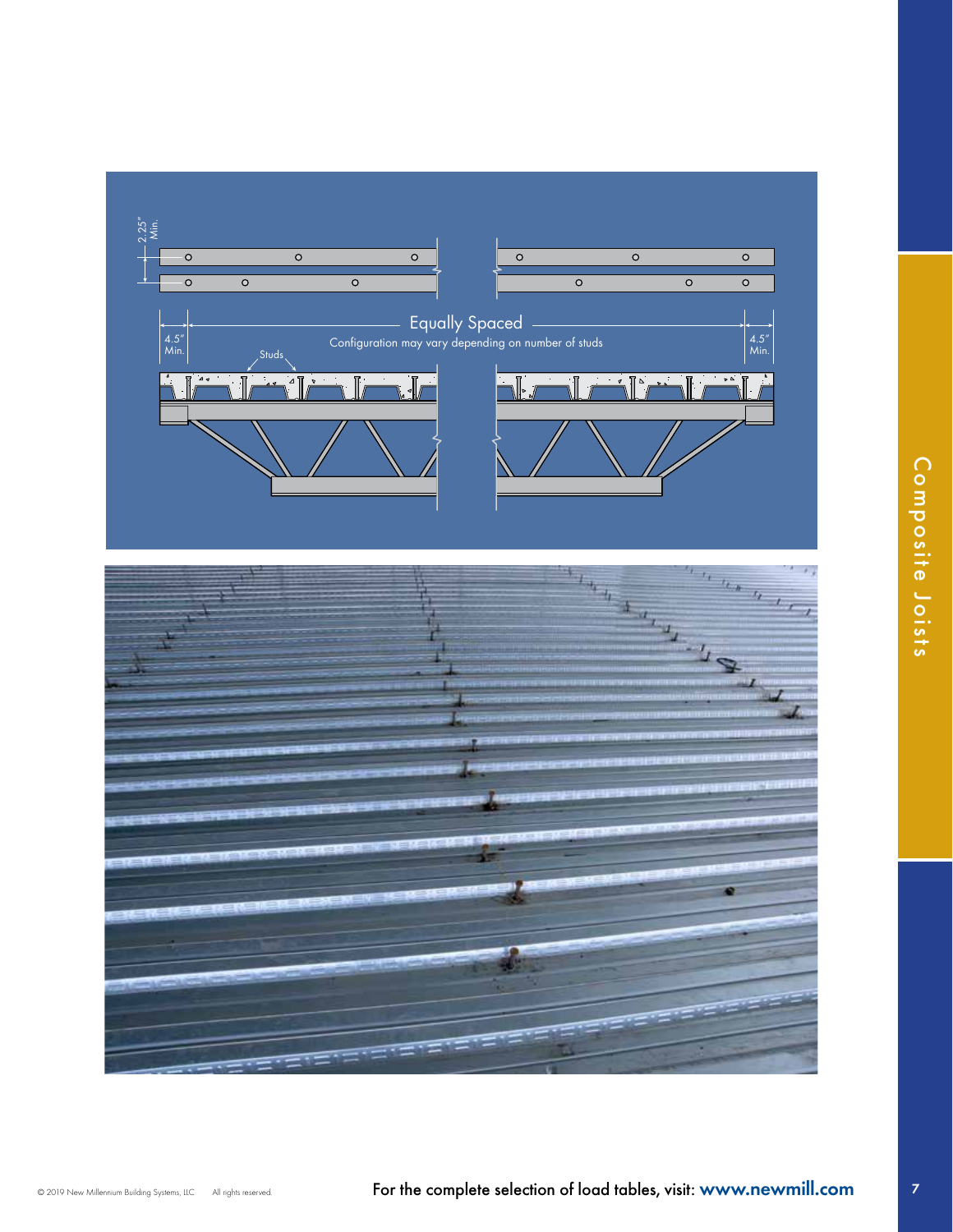2.25" Min.

4.5" Min.

Equally Spaced

Configuration may vary depending on number of studs

Studs

4.5" Min.

Composite Joists

© 2019 New Millennium Building Systems, LLC    All rights reserved.

For the complete selection of load tables, visit: **www.newmill.com**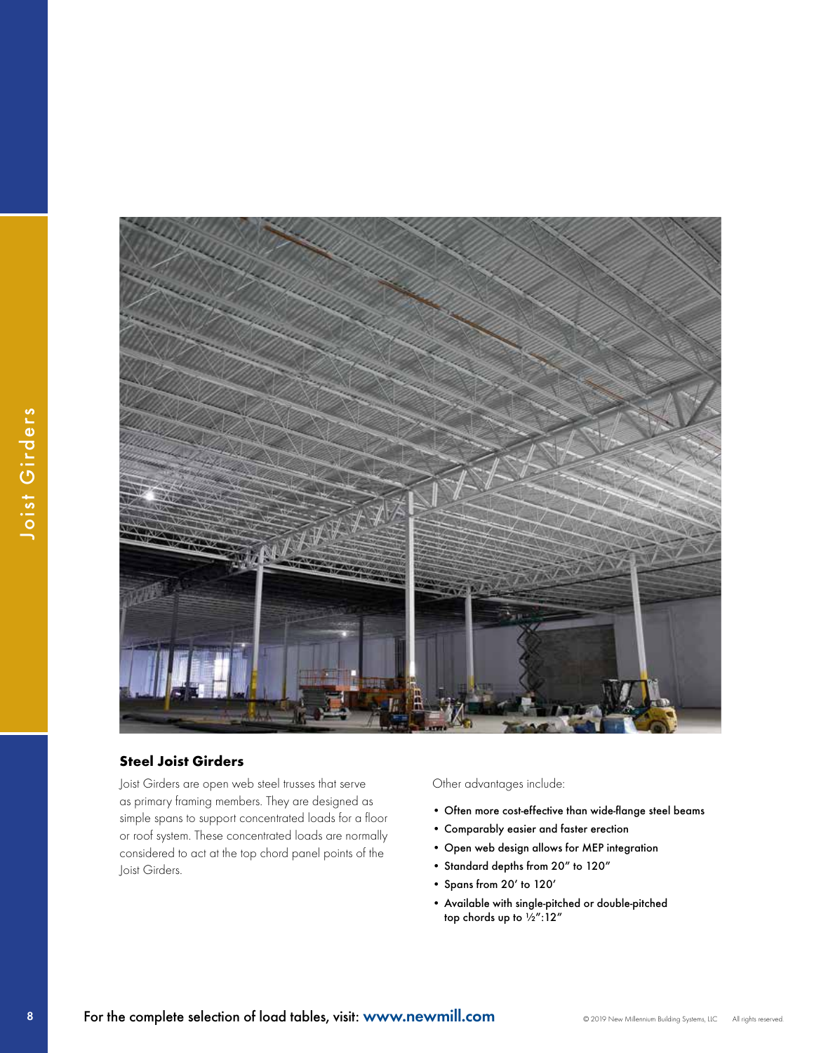## Steel Joist Girders

Joist Girders are open web steel trusses that serve as primary framing members. They are designed as simple spans to support concentrated loads for a floor or roof system. These concentrated loads are normally considered to act at the top chord panel points of the Joist Girders.

Other advantages include:

- Often more cost-effective than wide-flange steel beams
- Comparably easier and faster erection
- Open web design allows for MEP integration
- Standard depths from 20″ to 120″
- Spans from 20′ to 120′
- Available with single-pitched or double-pitched top chords up to ½″:12″

For the complete selection of load tables, visit: **www.newmill.com**

© 2019 New Millennium Building Systems, LLC All rights reserved.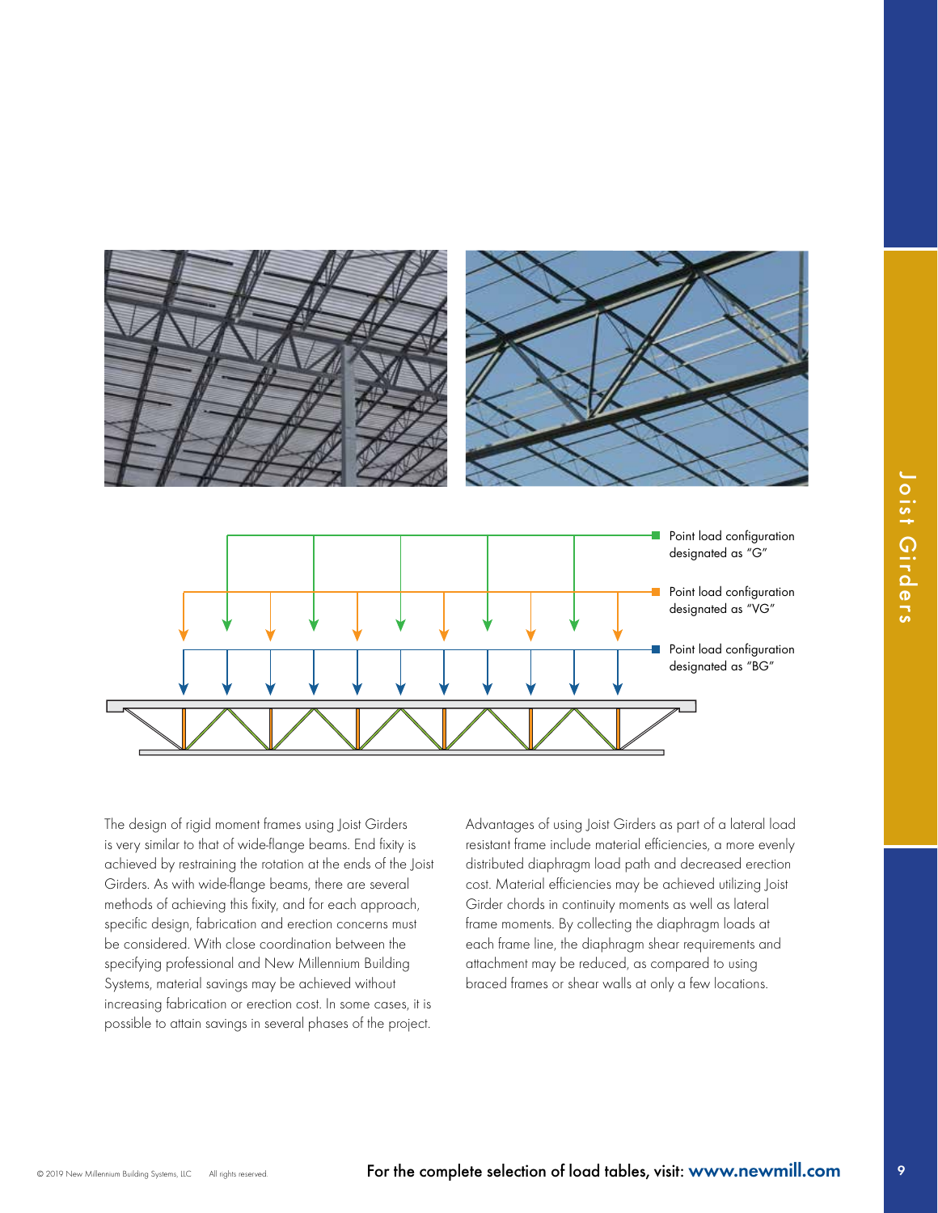Point load configuration designated as "G"

Point load configuration designated as "VG"

Point load configuration designated as "BG"

The design of rigid moment frames using Joist Girders is very similar to that of wide-flange beams. End fixity is achieved by restraining the rotation at the ends of the Joist Girders. As with wide-flange beams, there are several methods of achieving this fixity, and for each approach, specific design, fabrication and erection concerns must be considered. With close coordination between the specifying professional and New Millennium Building Systems, material savings may be achieved without increasing fabrication or erection cost. In some cases, it is possible to attain savings in several phases of the project.

Advantages of using Joist Girders as part of a lateral load resistant frame include material efficiencies, a more evenly distributed diaphragm load path and decreased erection cost. Material efficiencies may be achieved utilizing Joist Girder chords in continuity moments as well as lateral frame moments. By collecting the diaphragm loads at each frame line, the diaphragm shear requirements and attachment may be reduced, as compared to using braced frames or shear walls at only a few locations.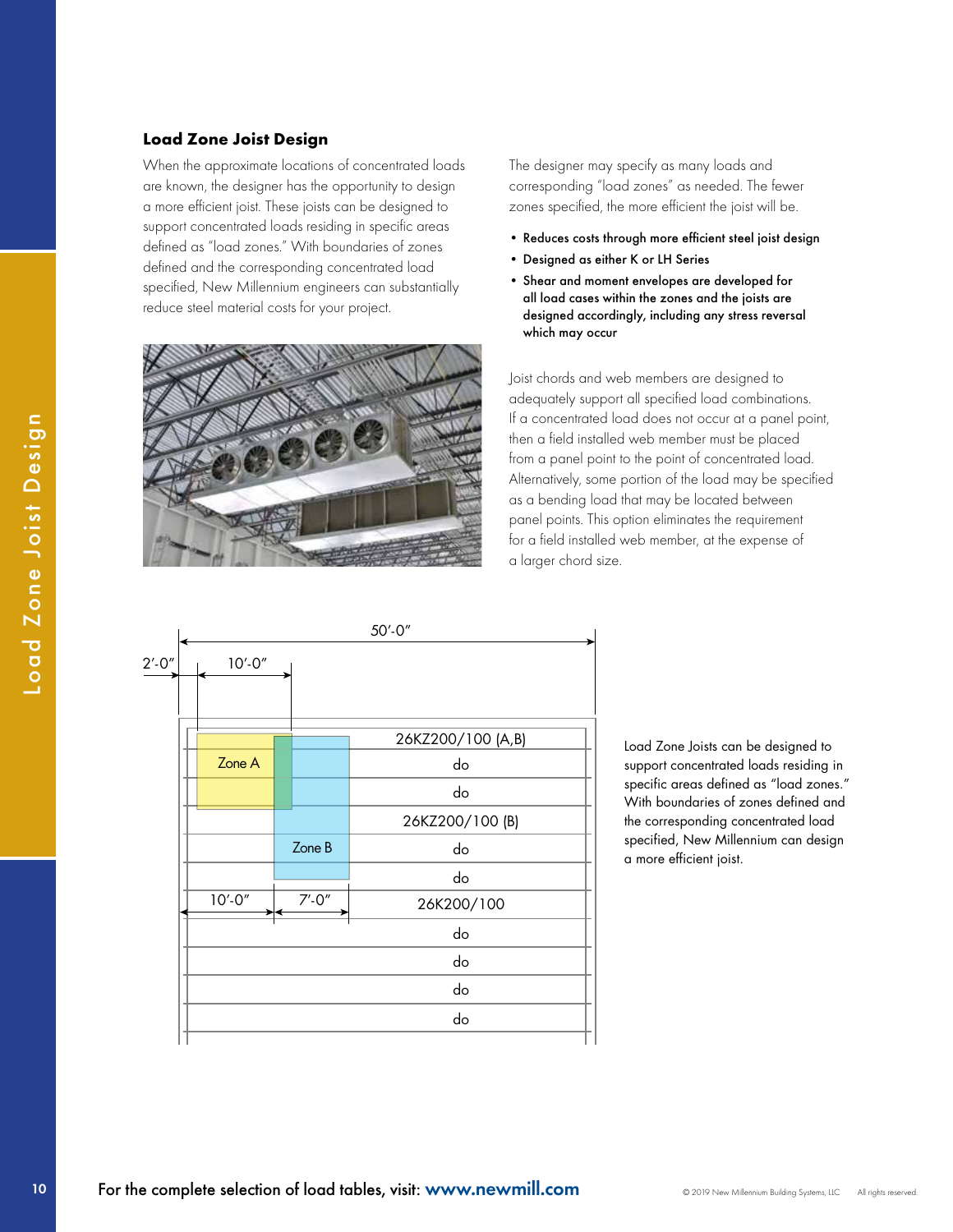### Load Zone Joist Design

When the approximate locations of concentrated loads are known, the designer has the opportunity to design a more efficient joist. These joists can be designed to support concentrated loads residing in specific areas defined as "load zones." With boundaries of zones defined and the corresponding concentrated load specified, New Millennium engineers can substantially reduce steel material costs for your project.

The designer may specify as many loads and corresponding "load zones" as needed. The fewer zones specified, the more efficient the joist will be.

- **Reduces costs through more efficient steel joist design**
- **Designed as either K or LH Series**
- **Shear and moment envelopes are developed for all load cases within the zones and the joists are designed accordingly, including any stress reversal which may occur**

Joist chords and web members are designed to adequately support all specified load combinations. If a concentrated load does not occur at a panel point, then a field installed web member must be placed from a panel point to the point of concentrated load. Alternatively, some portion of the load may be specified as a bending load that may be located between panel points. This option eliminates the requirement for a field installed web member, at the expense of a larger chord size.

50'-0"
2'-0"
10'-0"
26KZ200/100 (A,B)
Zone A
do
do
26KZ200/100 (B)
Zone B
do
do
10'-0"
7'-0"
26K200/100
do
do
do
do

Load Zone Joists can be designed to support concentrated loads residing in specific areas defined as "load zones." With boundaries of zones defined and the corresponding concentrated load specified, New Millennium can design a more efficient joist.

For the complete selection of load tables, visit: **www.newmill.com**

© 2019 New Millennium Building Systems, LLC All rights reserved.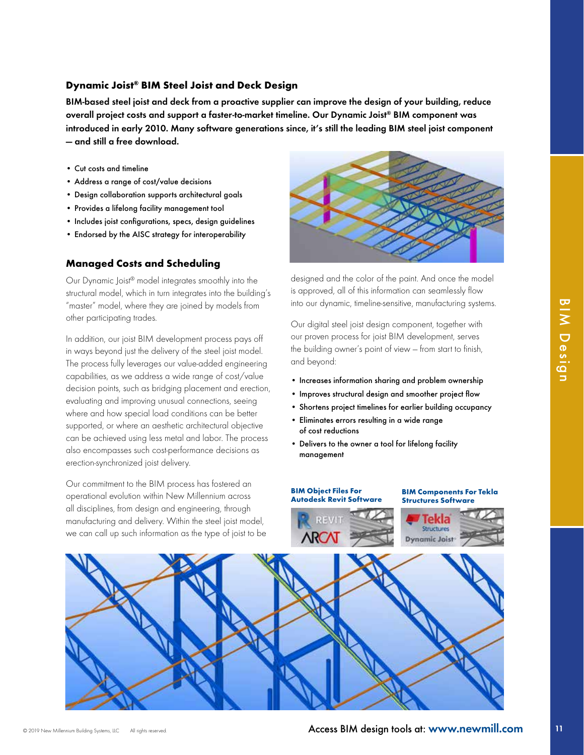### Dynamic Joist® BIM Steel Joist and Deck Design

**BIM-based steel joist and deck from a proactive supplier can improve the design of your building, reduce overall project costs and support a faster-to-market timeline. Our Dynamic Joist® BIM component was introduced in early 2010. Many software generations since, it's still the leading BIM steel joist component — and still a free download.**

- Cut costs and timeline
- Address a range of cost/value decisions
- Design collaboration supports architectural goals
- Provides a lifelong facility management tool
- Includes joist configurations, specs, design guidelines
- Endorsed by the AISC strategy for interoperability

### Managed Costs and Scheduling

Our Dynamic Joist® model integrates smoothly into the structural model, which in turn integrates into the building's "master" model, where they are joined by models from other participating trades.

In addition, our joist BIM development process pays off in ways beyond just the delivery of the steel joist model. The process fully leverages our value-added engineering capabilities, as we address a wide range of cost/value decision points, such as bridging placement and erection, evaluating and improving unusual connections, seeing where and how special load conditions can be better supported, or where an aesthetic architectural objective can be achieved using less metal and labor. The process also encompasses such cost-performance decisions as erection-synchronized joist delivery.

Our commitment to the BIM process has fostered an operational evolution within New Millennium across all disciplines, from design and engineering, through manufacturing and delivery. Within the steel joist model, we can call up such information as the type of joist to be designed and the color of the paint. And once the model is approved, all of this information can seamlessly flow into our dynamic, timeline-sensitive, manufacturing systems.

Our digital steel joist design component, together with our proven process for joist BIM development, serves the building owner's point of view – from start to finish, and beyond:

- Increases information sharing and problem ownership
- Improves structural design and smoother project flow
- Shortens project timelines for earlier building occupancy
- Eliminates errors resulting in a wide range of cost reductions
- Delivers to the owner a tool for lifelong facility management

**BIM Object Files For Autodesk Revit Software**

**BIM Components For Tekla Structures Software**

BIM Design

© 2019 New Millennium Building Systems, LLC All rights reserved.

Access BIM design tools at: **www.newmill.com**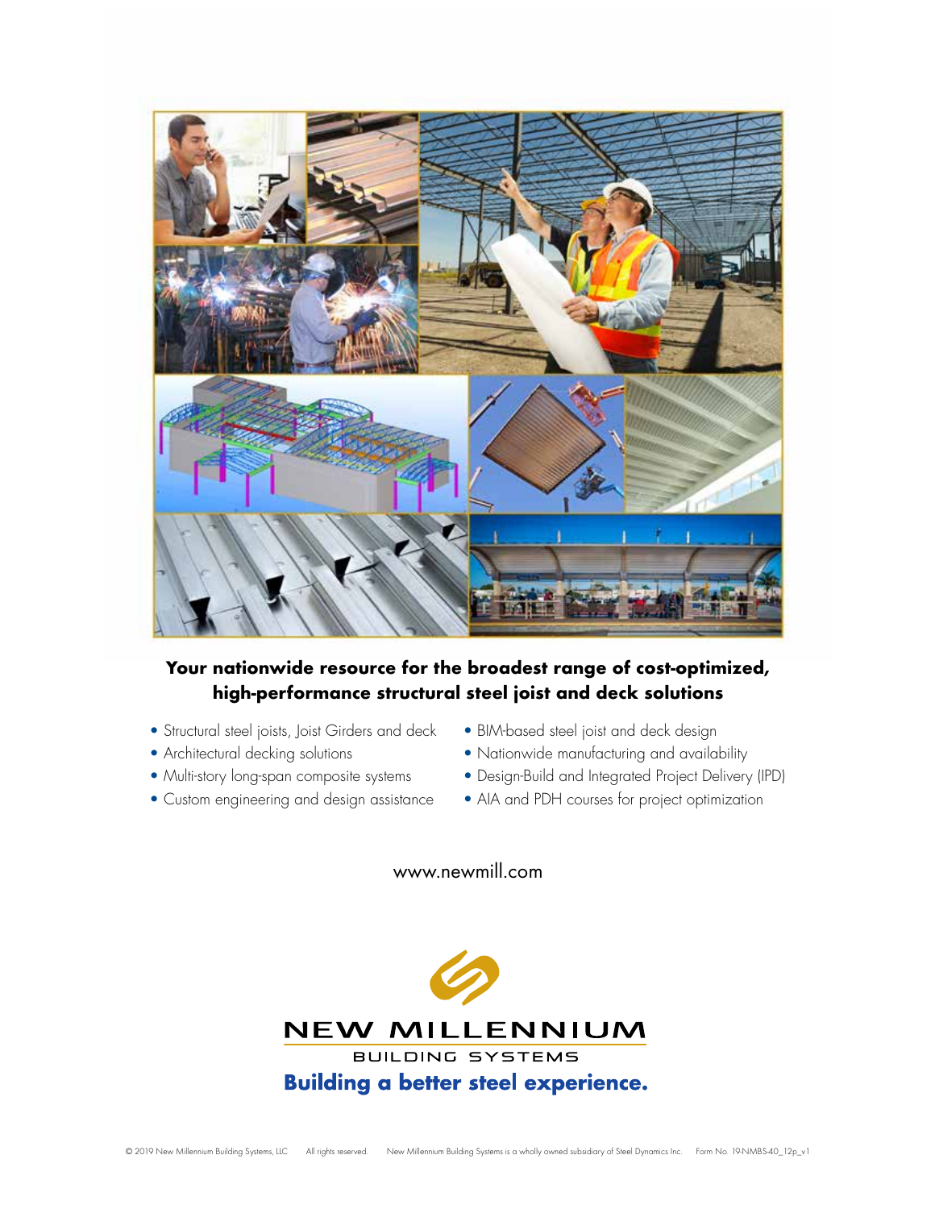**Your nationwide resource for the broadest range of cost-optimized, high-performance structural steel joist and deck solutions**

- Structural steel joists, Joist Girders and deck
- Architectural decking solutions
- Multi-story long-span composite systems
- Custom engineering and design assistance
- BIM-based steel joist and deck design
- Nationwide manufacturing and availability
- Design-Build and Integrated Project Delivery (IPD)
- AIA and PDH courses for project optimization

www.newmill.com

NEW MILLENNIUM

BUILDING SYSTEMS

**Building a better steel experience.**

© 2019 New Millennium Building Systems, LLC All rights reserved. New Millennium Building Systems is a wholly owned subsidiary of Steel Dynamics Inc. Form No. 19-NMBS-40_12p_v1